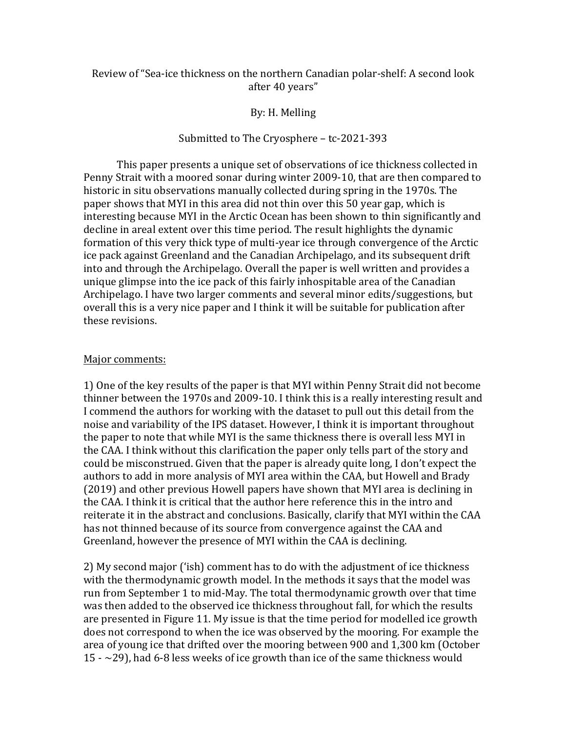Review of "Sea-ice thickness on the northern Canadian polar-shelf: A second look after 40 years"

By: H. Melling

Submitted to The Cryosphere – tc-2021-393

This paper presents a unique set of observations of ice thickness collected in Penny Strait with a moored sonar during winter 2009-10, that are then compared to historic in situ observations manually collected during spring in the 1970s. The paper shows that MYI in this area did not thin over this 50 year gap, which is interesting because MYI in the Arctic Ocean has been shown to thin significantly and decline in areal extent over this time period. The result highlights the dynamic formation of this very thick type of multi-year ice through convergence of the Arctic ice pack against Greenland and the Canadian Archipelago, and its subsequent drift into and through the Archipelago. Overall the paper is well written and provides a unique glimpse into the ice pack of this fairly inhospitable area of the Canadian Archipelago. I have two larger comments and several minor edits/suggestions, but overall this is a very nice paper and I think it will be suitable for publication after these revisions.

## Major comments:

1) One of the key results of the paper is that MYI within Penny Strait did not become thinner between the 1970s and 2009-10. I think this is a really interesting result and I commend the authors for working with the dataset to pull out this detail from the noise and variability of the IPS dataset. However, I think it is important throughout the paper to note that while MYI is the same thickness there is overall less MYI in the CAA. I think without this clarification the paper only tells part of the story and could be misconstrued. Given that the paper is already quite long, I don't expect the authors to add in more analysis of MYI area within the CAA, but Howell and Brady (2019) and other previous Howell papers have shown that MYI area is declining in the CAA. I think it is critical that the author here reference this in the intro and reiterate it in the abstract and conclusions. Basically, clarify that MYI within the CAA has not thinned because of its source from convergence against the CAA and Greenland, however the presence of MYI within the CAA is declining.

2) My second major ('ish) comment has to do with the adjustment of ice thickness with the thermodynamic growth model. In the methods it says that the model was run from September 1 to mid-May. The total thermodynamic growth over that time was then added to the observed ice thickness throughout fall, for which the results are presented in Figure 11. My issue is that the time period for modelled ice growth does not correspond to when the ice was observed by the mooring. For example the area of young ice that drifted over the mooring between 900 and 1,300 km (October 15 - ~29), had 6-8 less weeks of ice growth than ice of the same thickness would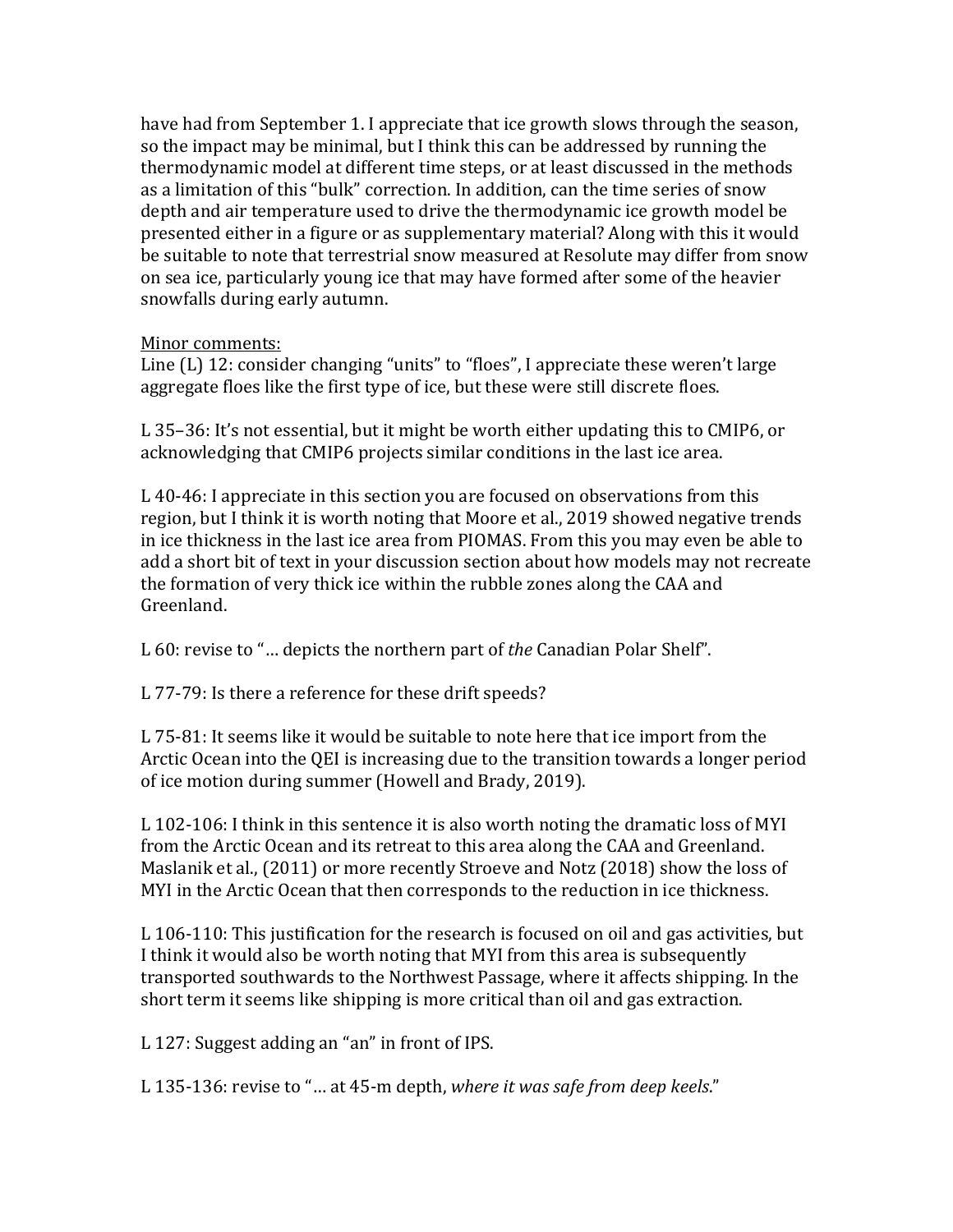have had from September 1. I appreciate that ice growth slows through the season, so the impact may be minimal, but I think this can be addressed by running the thermodynamic model at different time steps, or at least discussed in the methods as a limitation of this "bulk" correction. In addition, can the time series of snow depth and air temperature used to drive the thermodynamic ice growth model be presented either in a figure or as supplementary material? Along with this it would be suitable to note that terrestrial snow measured at Resolute may differ from snow on sea ice, particularly young ice that may have formed after some of the heavier snowfalls during early autumn.

<u>Minor comments:</u>

Line (L) 12: consider changing "units" to "floes", I appreciate these weren't large aggregate floes like the first type of ice, but these were still discrete floes.

L 35–36: It's not essential, but it might be worth either updating this to CMIP6, or acknowledging that CMIP6 projects similar conditions in the last ice area.

L 40-46: I appreciate in this section you are focused on observations from this region, but I think it is worth noting that Moore et al., 2019 showed negative trends in ice thickness in the last ice area from PIOMAS. From this you may even be able to add a short bit of text in your discussion section about how models may not recreate the formation of very thick ice within the rubble zones along the CAA and Greenland.

L 60: revise to "… depicts the northern part of *the* Canadian Polar Shelf".

L 77-79: Is there a reference for these drift speeds?

L 75-81: It seems like it would be suitable to note here that ice import from the Arctic Ocean into the QEI is increasing due to the transition towards a longer period of ice motion during summer (Howell and Brady, 2019).

L 102-106: I think in this sentence it is also worth noting the dramatic loss of MYI from the Arctic Ocean and its retreat to this area along the CAA and Greenland. Maslanik et al., (2011) or more recently Stroeve and Notz (2018) show the loss of MYI in the Arctic Ocean that then corresponds to the reduction in ice thickness.

L 106-110: This justification for the research is focused on oil and gas activities, but I think it would also be worth noting that MYI from this area is subsequently transported southwards to the Northwest Passage, where it affects shipping. In the short term it seems like shipping is more critical than oil and gas extraction.

L 127: Suggest adding an "an" in front of IPS.

L 135-136: revise to "… at 45-m depth, *where it was safe from deep keels*."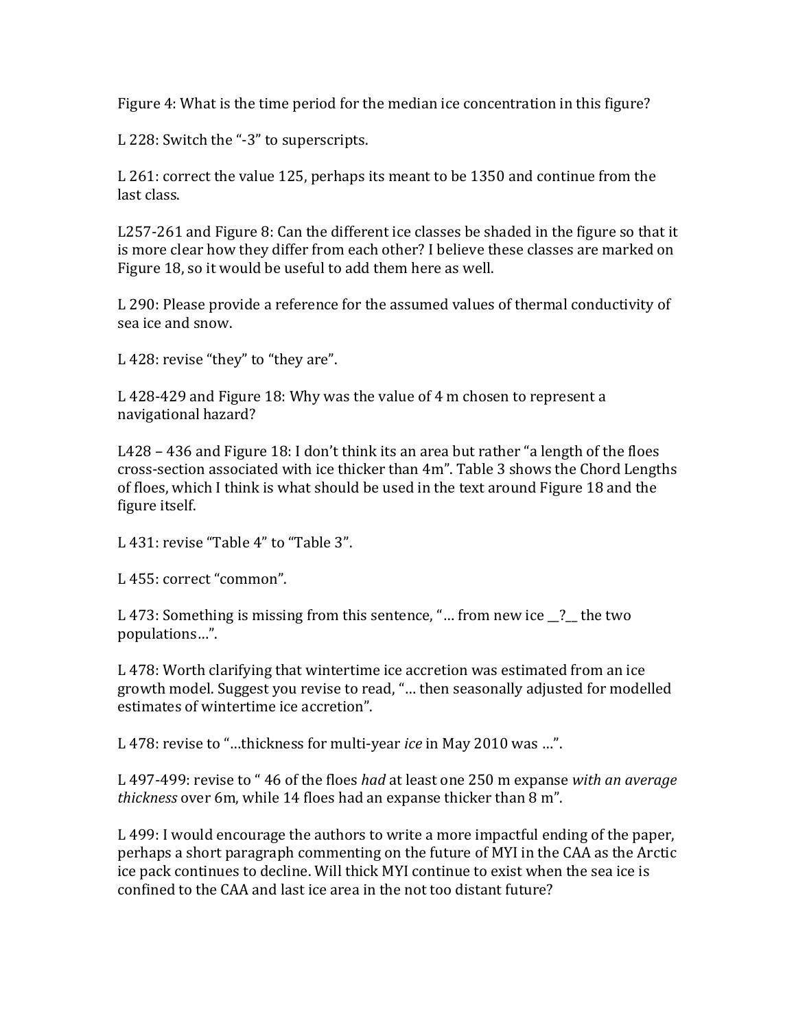Figure 4: What is the time period for the median ice concentration in this figure?

L 228: Switch the "-3" to superscripts.

L 261: correct the value 125, perhaps its meant to be 1350 and continue from the last class.

L257-261 and Figure 8: Can the different ice classes be shaded in the figure so that it is more clear how they differ from each other? I believe these classes are marked on Figure 18, so it would be useful to add them here as well.

L 290: Please provide a reference for the assumed values of thermal conductivity of sea ice and snow.

L 428: revise "they" to "they are".

L 428-429 and Figure 18: Why was the value of 4 m chosen to represent a navigational hazard?

L428 – 436 and Figure 18: I don't think its an area but rather "a length of the floes cross-section associated with ice thicker than 4m". Table 3 shows the Chord Lengths of floes, which I think is what should be used in the text around Figure 18 and the figure itself.

L 431: revise "Table 4" to "Table 3".

L 455: correct "common".

L 473: Something is missing from this sentence, "… from new ice __?__ the two populations…".

L 478: Worth clarifying that wintertime ice accretion was estimated from an ice growth model. Suggest you revise to read, "… then seasonally adjusted for modelled estimates of wintertime ice accretion".

L 478: revise to "…thickness for multi-year *ice* in May 2010 was …".

L 497-499: revise to " 46 of the floes *had* at least one 250 m expanse *with an average thickness* over 6m, while 14 floes had an expanse thicker than 8 m".

L 499: I would encourage the authors to write a more impactful ending of the paper, perhaps a short paragraph commenting on the future of MYI in the CAA as the Arctic ice pack continues to decline. Will thick MYI continue to exist when the sea ice is confined to the CAA and last ice area in the not too distant future?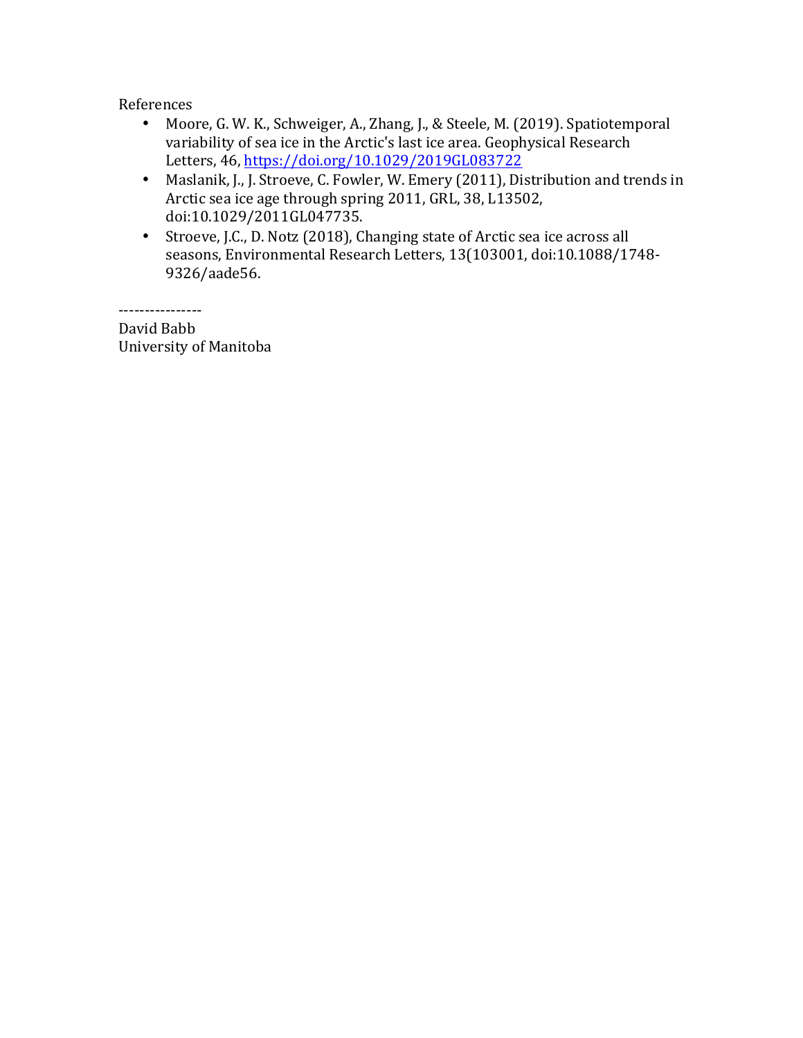References

- Moore, G. W. K., Schweiger, A., Zhang, J., & Steele, M. (2019). Spatiotemporal variability of sea ice in the Arctic's last ice area. Geophysical Research Letters, 46, https://doi.org/10.1029/2019GL083722
- Maslanik, J., J. Stroeve, C. Fowler, W. Emery (2011), Distribution and trends in Arctic sea ice age through spring 2011, GRL, 38, L13502, doi:10.1029/2011GL047735.
- Stroeve, J.C., D. Notz (2018), Changing state of Arctic sea ice across all seasons, Environmental Research Letters, 13(103001, doi:10.1088/1748-9326/aade56.

----------------

David Babb
University of Manitoba